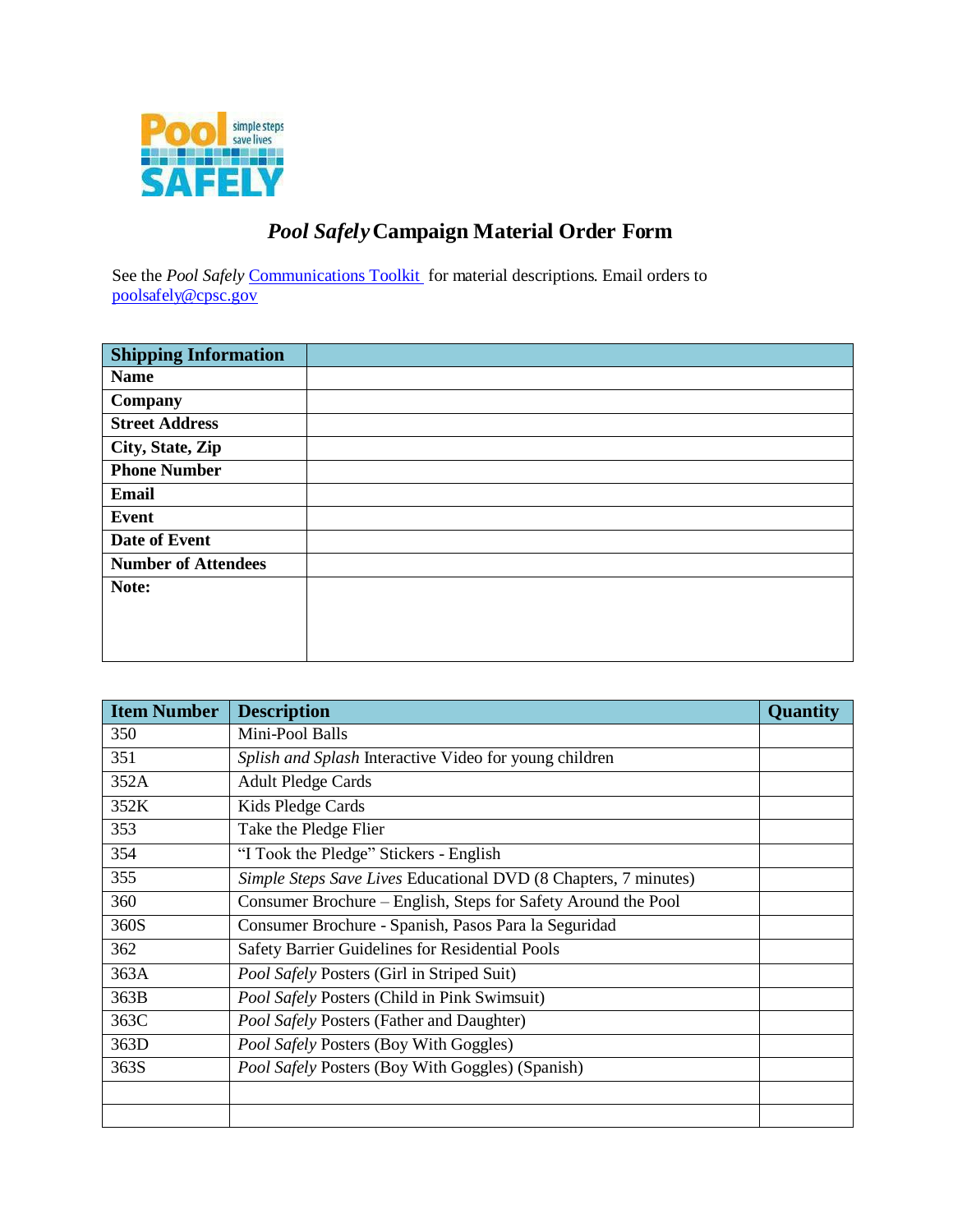Pool simple steps save lives SAFELY

# *Pool Safely* Campaign Material Order Form

See the *Pool Safely* Communications Toolkit for material descriptions. Email orders to poolsafely@cpsc.gov

| Shipping Information | |
|---|---|
| Name | |
| Company | |
| Street Address | |
| City, State, Zip | |
| Phone Number | |
| Email | |
| Event | |
| Date of Event | |
| Number of Attendees | |
| Note: | |

| Item Number | Description | Quantity |
|---|---|---|
| 350 | Mini-Pool Balls | |
| 351 | *Splish and Splash* Interactive Video for young children | |
| 352A | Adult Pledge Cards | |
| 352K | Kids Pledge Cards | |
| 353 | Take the Pledge Flier | |
| 354 | "I Took the Pledge" Stickers - English | |
| 355 | *Simple Steps Save Lives* Educational DVD (8 Chapters, 7 minutes) | |
| 360 | Consumer Brochure – English, Steps for Safety Around the Pool | |
| 360S | Consumer Brochure - Spanish, Pasos Para la Seguridad | |
| 362 | Safety Barrier Guidelines for Residential Pools | |
| 363A | *Pool Safely* Posters (Girl in Striped Suit) | |
| 363B | *Pool Safely* Posters (Child in Pink Swimsuit) | |
| 363C | *Pool Safely* Posters (Father and Daughter) | |
| 363D | *Pool Safely* Posters (Boy With Goggles) | |
| 363S | *Pool Safely* Posters (Boy With Goggles) (Spanish) | |
| | | |
| | | |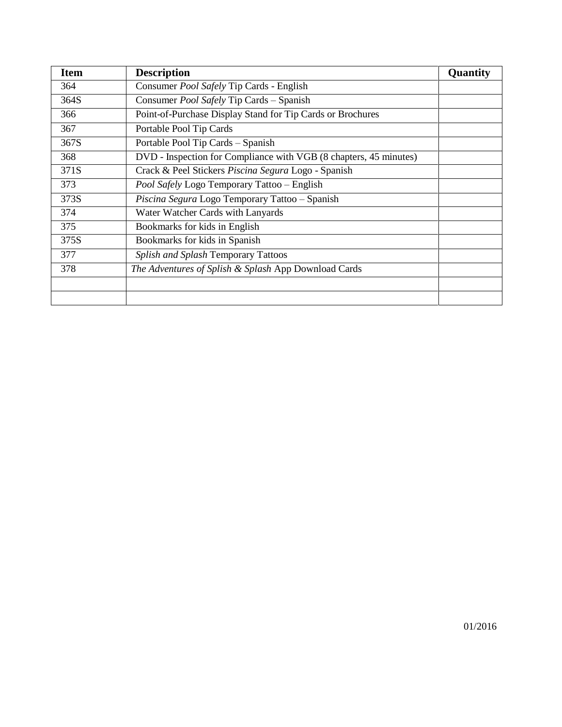| **Item** | **Description** | **Quantity** |
|---|---|---|
| 364 | Consumer *Pool Safely* Tip Cards - English | |
| 364S | Consumer *Pool Safely* Tip Cards – Spanish | |
| 366 | Point-of-Purchase Display Stand for Tip Cards or Brochures | |
| 367 | Portable Pool Tip Cards | |
| 367S | Portable Pool Tip Cards – Spanish | |
| 368 | DVD - Inspection for Compliance with VGB (8 chapters, 45 minutes) | |
| 371S | Crack & Peel Stickers *Piscina Segura* Logo - Spanish | |
| 373 | *Pool Safely* Logo Temporary Tattoo – English | |
| 373S | *Piscina Segura* Logo Temporary Tattoo – Spanish | |
| 374 | Water Watcher Cards with Lanyards | |
| 375 | Bookmarks for kids in English | |
| 375S | Bookmarks for kids in Spanish | |
| 377 | *Splish and Splash* Temporary Tattoos | |
| 378 | *The Adventures of Splish & Splash* App Download Cards | |
| | | |
| | | |

01/2016